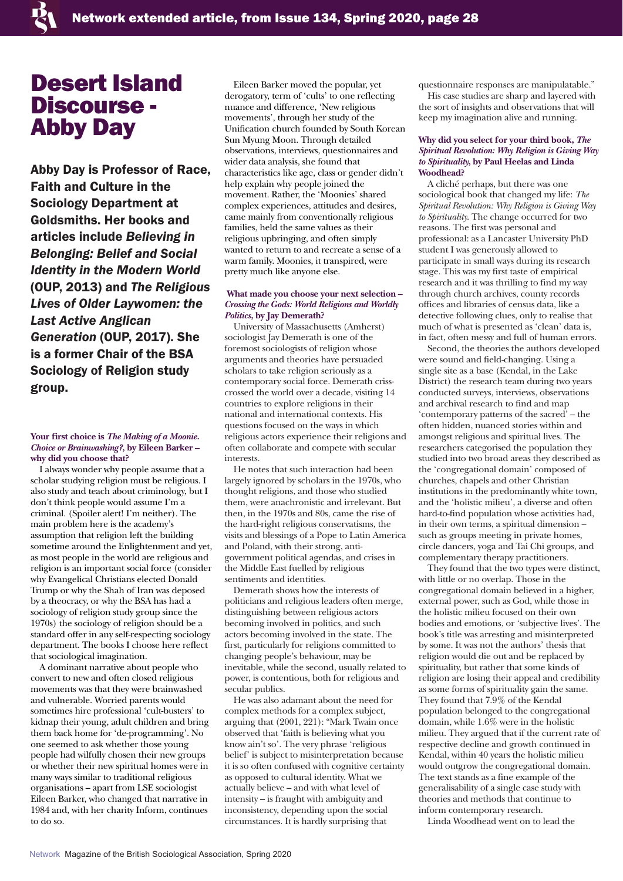# Desert Island Discourse - Abby Day

**Abby Day is Professor of Race, Faith and Culture in the Sociology Department at Goldsmiths. Her books and articles include *Believing in Belonging: Belief and Social Identity in the Modern World* (OUP, 2013) and *The Religious Lives of Older Laywomen: the Last Active Anglican Generation* (OUP, 2017). She is a former Chair of the BSA Sociology of Religion study group.**

**Your first choice is *The Making of a Moonie. Choice or Brainwashing?*, by Eileen Barker – why did you choose that?**

I always wonder why people assume that a scholar studying religion must be religious. I also study and teach about criminology, but I don't think people would assume I'm a criminal. (Spoiler alert! I'm neither). The main problem here is the academy's assumption that religion left the building sometime around the Enlightenment and yet, as most people in the world are religious and religion is an important social force (consider why Evangelical Christians elected Donald Trump or why the Shah of Iran was deposed by a theocracy, or why the BSA has had a sociology of religion study group since the 1970s) the sociology of religion should be a standard offer in any self-respecting sociology department. The books I choose here reflect that sociological imagination.

A dominant narrative about people who convert to new and often closed religious movements was that they were brainwashed and vulnerable. Worried parents would sometimes hire professional 'cult-busters' to kidnap their young, adult children and bring them back home for 'de-programming'. No one seemed to ask whether those young people had wilfully chosen their new groups or whether their new spiritual homes were in many ways similar to traditional religious organisations – apart from LSE sociologist Eileen Barker, who changed that narrative in 1984 and, with her charity Inform, continues to do so.

Eileen Barker moved the popular, yet derogatory, term of 'cults' to one reflecting nuance and difference, 'New religious movements', through her study of the Unification church founded by South Korean Sun Myung Moon. Through detailed observations, interviews, questionnaires and wider data analysis, she found that characteristics like age, class or gender didn't help explain why people joined the movement. Rather, the 'Moonies' shared complex experiences, attitudes and desires, came mainly from conventionally religious families, held the same values as their religious upbringing, and often simply wanted to return to and recreate a sense of a warm family. Moonies, it transpired, were pretty much like anyone else.

**What made you choose your next selection – *Crossing the Gods: World Religions and Worldly Politics*, by Jay Demerath?**

University of Massachusetts (Amherst) sociologist Jay Demerath is one of the foremost sociologists of religion whose arguments and theories have persuaded scholars to take religion seriously as a contemporary social force. Demerath criss-crossed the world over a decade, visiting 14 countries to explore religions in their national and international contexts. His questions focused on the ways in which religious actors experience their religions and often collaborate and compete with secular interests.

He notes that such interaction had been largely ignored by scholars in the 1970s, who thought religions, and those who studied them, were anachronistic and irrelevant. But then, in the 1970s and 80s, came the rise of the hard-right religious conservatisms, the visits and blessings of a Pope to Latin America and Poland, with their strong, anti-government political agendas, and crises in the Middle East fuelled by religious sentiments and identities.

Demerath shows how the interests of politicians and religious leaders often merge, distinguishing between religious actors becoming involved in politics, and such actors becoming involved in the state. The first, particularly for religions committed to changing people's behaviour, may be inevitable, while the second, usually related to power, is contentious, both for religious and secular publics.

He was also adamant about the need for complex methods for a complex subject, arguing that (2001, 221): "Mark Twain once observed that 'faith is believing what you know ain't so'. The very phrase 'religious belief' is subject to misinterpretation because it is so often confused with cognitive certainty as opposed to cultural identity. What we actually believe – and with what level of intensity – is fraught with ambiguity and inconsistency, depending upon the social circumstances. It is hardly surprising that questionnaire responses are manipulatable."

His case studies are sharp and layered with the sort of insights and observations that will keep my imagination alive and running.

**Why did you select for your third book, *The Spiritual Revolution: Why Religion is Giving Way to Spirituality*, by Paul Heelas and Linda Woodhead?**

A cliché perhaps, but there was one sociological book that changed my life: *The Spiritual Revolution: Why Religion is Giving Way to Spirituality*. The change occurred for two reasons. The first was personal and professional: as a Lancaster University PhD student I was generously allowed to participate in small ways during its research stage. This was my first taste of empirical research and it was thrilling to find my way through church archives, county records offices and libraries of census data, like a detective following clues, only to realise that much of what is presented as 'clean' data is, in fact, often messy and full of human errors.

Second, the theories the authors developed were sound and field-changing. Using a single site as a base (Kendal, in the Lake District) the research team during two years conducted surveys, interviews, observations and archival research to find and map 'contemporary patterns of the sacred' – the often hidden, nuanced stories within and amongst religious and spiritual lives. The researchers categorised the population they studied into two broad areas they described as the 'congregational domain' composed of churches, chapels and other Christian institutions in the predominantly white town, and the 'holistic milieu', a diverse and often hard-to-find population whose activities had, in their own terms, a spiritual dimension – such as groups meeting in private homes, circle dancers, yoga and Tai Chi groups, and complementary therapy practitioners.

They found that the two types were distinct, with little or no overlap. Those in the congregational domain believed in a higher, external power, such as God, while those in the holistic milieu focused on their own bodies and emotions, or 'subjective lives'. The book's title was arresting and misinterpreted by some. It was not the authors' thesis that religion would die out and be replaced by spirituality, but rather that some kinds of religion are losing their appeal and credibility as some forms of spirituality gain the same. They found that 7.9% of the Kendal population belonged to the congregational domain, while 1.6% were in the holistic milieu. They argued that if the current rate of respective decline and growth continued in Kendal, within 40 years the holistic milieu would outgrow the congregational domain. The text stands as a fine example of the generalisability of a single case study with theories and methods that continue to inform contemporary research.

Linda Woodhead went on to lead the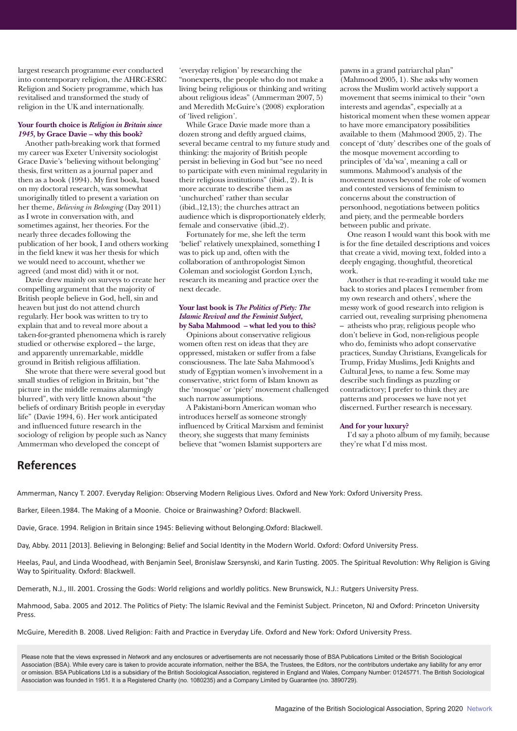largest research programme ever conducted into contemporary religion, the AHRC-ESRC Religion and Society programme, which has revitalised and transformed the study of religion in the UK and internationally.

**Your fourth choice is *Religion in Britain since 1945*, by Grace Davie – why this book?**

Another path-breaking work that formed my career was Exeter University sociologist Grace Davie's 'believing without belonging' thesis, first written as a journal paper and then as a book (1994). My first book, based on my doctoral research, was somewhat unoriginally titled to present a variation on her theme, *Believing in Belonging* (Day 2011) as I wrote in conversation with, and sometimes against, her theories. For the nearly three decades following the publication of her book, I and others working in the field knew it was her thesis for which we would need to account, whether we agreed (and most did) with it or not.

Davie drew mainly on surveys to create her compelling argument that the majority of British people believe in God, hell, sin and heaven but just do not attend church regularly. Her book was written to try to explain that and to reveal more about a taken-for-granted phenomena which is rarely studied or otherwise explored – the large, and apparently unremarkable, middle ground in British religious affiliation.

She wrote that there were several good but small studies of religion in Britain, but "the picture in the middle remains alarmingly blurred", with very little known about "the beliefs of ordinary British people in everyday life" (Davie 1994, 6). Her work anticipated and influenced future research in the sociology of religion by people such as Nancy Ammerman who developed the concept of 'everyday religion' by researching the "nonexperts, the people who do not make a living being religious or thinking and writing about religious ideas" (Ammerman 2007, 5) and Meredith McGuire's (2008) exploration of 'lived religion'.

While Grace Davie made more than a dozen strong and deftly argued claims, several became central to my future study and thinking: the majority of British people persist in believing in God but "see no need to participate with even minimal regularity in their religious institutions" (ibid., 2). It is more accurate to describe them as 'unchurched' rather than secular (ibid.,12,13); the churches attract an audience which is disproportionately elderly, female and conservative (ibid.,2).

Fortunately for me, she left the term 'belief' relatively unexplained, something I was to pick up and, often with the collaboration of anthropologist Simon Coleman and sociologist Gordon Lynch, research its meaning and practice over the next decade.

**Your last book is *The Politics of Piety: The Islamic Revival and the Feminist Subject*, by Saba Mahmood – what led you to this?**

Opinions about conservative religious women often rest on ideas that they are oppressed, mistaken or suffer from a false consciousness. The late Saba Mahmood's study of Egyptian women's involvement in a conservative, strict form of Islam known as the 'mosque' or 'piety' movement challenged such narrow assumptions.

A Pakistani-born American woman who introduces herself as someone strongly influenced by Critical Marxism and feminist theory, she suggests that many feminists believe that "women Islamist supporters are pawns in a grand patriarchal plan" (Mahmood 2005, 1). She asks why women across the Muslim world actively support a movement that seems inimical to their "own interests and agendas", especially at a historical moment when these women appear to have more emancipatory possibilities available to them (Mahmood 2005, 2). The concept of 'duty' describes one of the goals of the mosque movement according to principles of 'da'wa', meaning a call or summons. Mahmood's analysis of the movement moves beyond the role of women and contested versions of feminism to concerns about the construction of personhood, negotiations between politics and piety, and the permeable borders between public and private.

One reason I would want this book with me is for the fine detailed descriptions and voices that create a vivid, moving text, folded into a deeply engaging, thoughtful, theoretical work.

Another is that re-reading it would take me back to stories and places I remember from my own research and others', where the messy work of good research into religion is carried out, revealing surprising phenomena – atheists who pray, religious people who don't believe in God, non-religious people who do, feminists who adopt conservative practices, Sunday Christians, Evangelicals for Trump, Friday Muslims, Jedi Knights and Cultural Jews, to name a few. Some may describe such findings as puzzling or contradictory; I prefer to think they are patterns and processes we have not yet discerned. Further research is necessary.

**And for your luxury?**

I'd say a photo album of my family, because they're what I'd miss most.

## References

Ammerman, Nancy T. 2007. Everyday Religion: Observing Modern Religious Lives. Oxford and New York: Oxford University Press.

Barker, Eileen.1984. The Making of a Moonie. Choice or Brainwashing? Oxford: Blackwell.

Davie, Grace. 1994. Religion in Britain since 1945: Believing without Belonging.Oxford: Blackwell.

Day, Abby. 2011 [2013]. Believing in Belonging: Belief and Social Identity in the Modern World. Oxford: Oxford University Press.

Heelas, Paul, and Linda Woodhead, with Benjamin Seel, Bronislaw Szersynski, and Karin Tusting. 2005. The Spiritual Revolution: Why Religion is Giving Way to Spirituality. Oxford: Blackwell.

Demerath, N.J., III. 2001. Crossing the Gods: World religions and worldly politics. New Brunswick, N.J.: Rutgers University Press.

Mahmood, Saba. 2005 and 2012. The Politics of Piety: The Islamic Revival and the Feminist Subject. Princeton, NJ and Oxford: Princeton University Press.

McGuire, Meredith B. 2008. Lived Religion: Faith and Practice in Everyday Life. Oxford and New York: Oxford University Press.

Please note that the views expressed in *Network* and any enclosures or advertisements are not necessarily those of BSA Publications Limited or the British Sociological Association (BSA). While every care is taken to provide accurate information, neither the BSA, the Trustees, the Editors, nor the contributors undertake any liability for any error or omission. BSA Publications Ltd is a subsidiary of the British Sociological Association, registered in England and Wales, Company Number: 01245771. The British Sociological Association was founded in 1951. It is a Registered Charity (no. 1080235) and a Company Limited by Guarantee (no. 3890729).